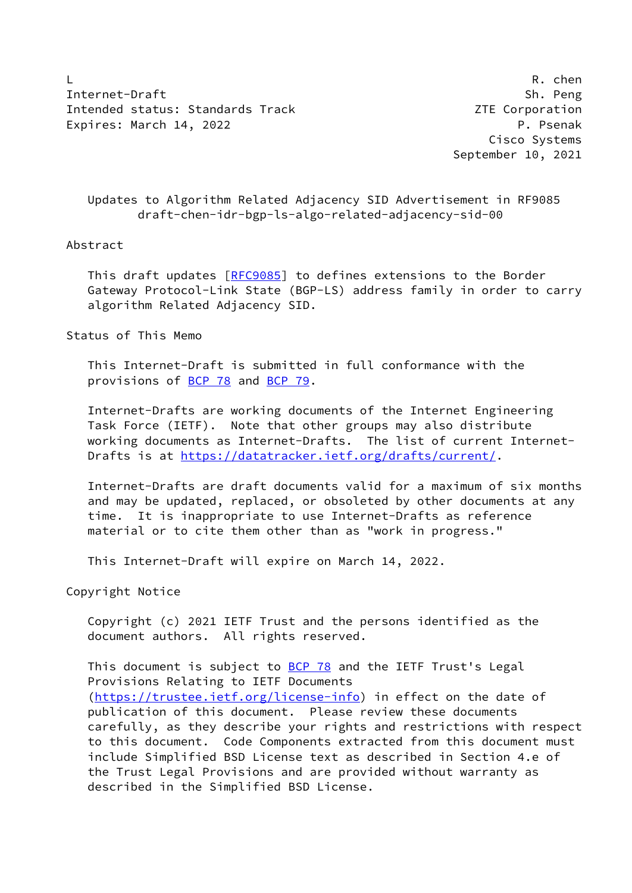L                                                              R. chen
Internet-Draft                                                 Sh. Peng
Intended status: Standards Track                        ZTE Corporation
Expires: March 14, 2022                                        P. Psenak
                                                           Cisco Systems
                                                      September 10, 2021

# Updates to Algorithm Related Adjacency SID Advertisement in RF9085
## draft-chen-idr-bgp-ls-algo-related-adjacency-sid-00

## Abstract

This draft updates [RFC9085] to defines extensions to the Border Gateway Protocol-Link State (BGP-LS) address family in order to carry algorithm Related Adjacency SID.

## Status of This Memo

This Internet-Draft is submitted in full conformance with the provisions of BCP 78 and BCP 79.

Internet-Drafts are working documents of the Internet Engineering Task Force (IETF). Note that other groups may also distribute working documents as Internet-Drafts. The list of current Internet-Drafts is at https://datatracker.ietf.org/drafts/current/.

Internet-Drafts are draft documents valid for a maximum of six months and may be updated, replaced, or obsoleted by other documents at any time. It is inappropriate to use Internet-Drafts as reference material or to cite them other than as "work in progress."

This Internet-Draft will expire on March 14, 2022.

## Copyright Notice

Copyright (c) 2021 IETF Trust and the persons identified as the document authors. All rights reserved.

This document is subject to BCP 78 and the IETF Trust's Legal Provisions Relating to IETF Documents (https://trustee.ietf.org/license-info) in effect on the date of publication of this document. Please review these documents carefully, as they describe your rights and restrictions with respect to this document. Code Components extracted from this document must include Simplified BSD License text as described in Section 4.e of the Trust Legal Provisions and are provided without warranty as described in the Simplified BSD License.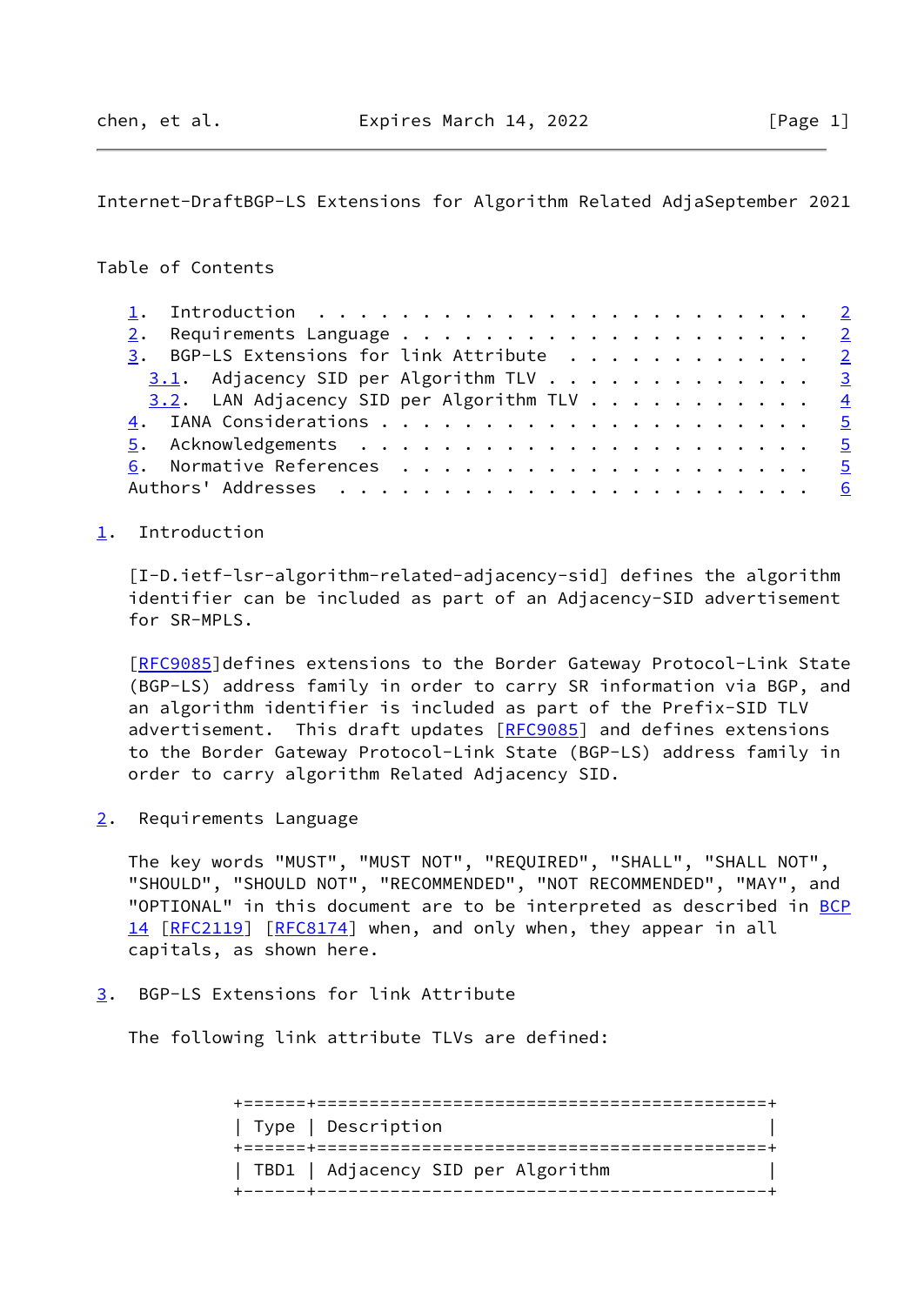Table of Contents

1. Introduction . . . . . . . . . . . . . . . . . . . . . . . . 2
2. Requirements Language . . . . . . . . . . . . . . . . . . . . 2
3. BGP-LS Extensions for link Attribute . . . . . . . . . . . . 2
   3.1. Adjacency SID per Algorithm TLV . . . . . . . . . . . . . 3
   3.2. LAN Adjacency SID per Algorithm TLV . . . . . . . . . . . 4
4. IANA Considerations . . . . . . . . . . . . . . . . . . . . . 5
5. Acknowledgements . . . . . . . . . . . . . . . . . . . . . . 5
6. Normative References . . . . . . . . . . . . . . . . . . . . 5
Authors' Addresses . . . . . . . . . . . . . . . . . . . . . . . 6

## 1. Introduction

[I-D.ietf-lsr-algorithm-related-adjacency-sid] defines the algorithm identifier can be included as part of an Adjacency-SID advertisement for SR-MPLS.

[RFC9085]defines extensions to the Border Gateway Protocol-Link State (BGP-LS) address family in order to carry SR information via BGP, and an algorithm identifier is included as part of the Prefix-SID TLV advertisement. This draft updates [RFC9085] and defines extensions to the Border Gateway Protocol-Link State (BGP-LS) address family in order to carry algorithm Related Adjacency SID.

## 2. Requirements Language

The key words "MUST", "MUST NOT", "REQUIRED", "SHALL", "SHALL NOT", "SHOULD", "SHOULD NOT", "RECOMMENDED", "NOT RECOMMENDED", "MAY", and "OPTIONAL" in this document are to be interpreted as described in BCP 14 [RFC2119] [RFC8174] when, and only when, they appear in all capitals, as shown here.

## 3. BGP-LS Extensions for link Attribute

The following link attribute TLVs are defined:

| Type | Description |
|---|---|
| TBD1 | Adjacency SID per Algorithm |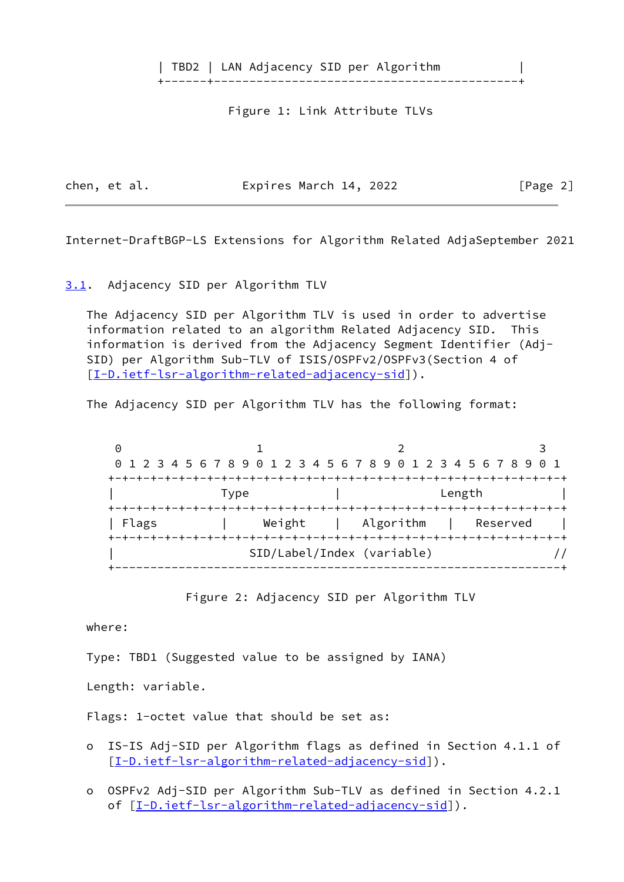```
| TBD2 | LAN Adjacency SID per Algorithm        |
+-------+---------------------------------------------+
```

Figure 1: Link Attribute TLVs

### 3.1. Adjacency SID per Algorithm TLV

The Adjacency SID per Algorithm TLV is used in order to advertise information related to an algorithm Related Adjacency SID. This information is derived from the Adjacency Segment Identifier (Adj-SID) per Algorithm Sub-TLV of ISIS/OSPFv2/OSPFv3(Section 4 of [I-D.ietf-lsr-algorithm-related-adjacency-sid]).

The Adjacency SID per Algorithm TLV has the following format:

```
 0                   1                   2                   3
 0 1 2 3 4 5 6 7 8 9 0 1 2 3 4 5 6 7 8 9 0 1 2 3 4 5 6 7 8 9 0 1
+-+-+-+-+-+-+-+-+-+-+-+-+-+-+-+-+-+-+-+-+-+-+-+-+-+-+-+-+-+-+-+-+
|              Type             |            Length             |
+-+-+-+-+-+-+-+-+-+-+-+-+-+-+-+-+-+-+-+-+-+-+-+-+-+-+-+-+-+-+-+-+
| Flags         |    Weight     |   Algorithm   |   Reserved    |
+-+-+-+-+-+-+-+-+-+-+-+-+-+-+-+-+-+-+-+-+-+-+-+-+-+-+-+-+-+-+-+-+
|                   SID/Label/Index (variable)                 //
+---------------------------------------------------------------+
```

Figure 2: Adjacency SID per Algorithm TLV

where:

Type: TBD1 (Suggested value to be assigned by IANA)

Length: variable.

Flags: 1-octet value that should be set as:

- IS-IS Adj-SID per Algorithm flags as defined in Section 4.1.1 of [I-D.ietf-lsr-algorithm-related-adjacency-sid]).

- OSPFv2 Adj-SID per Algorithm Sub-TLV as defined in Section 4.2.1 of [I-D.ietf-lsr-algorithm-related-adjacency-sid]).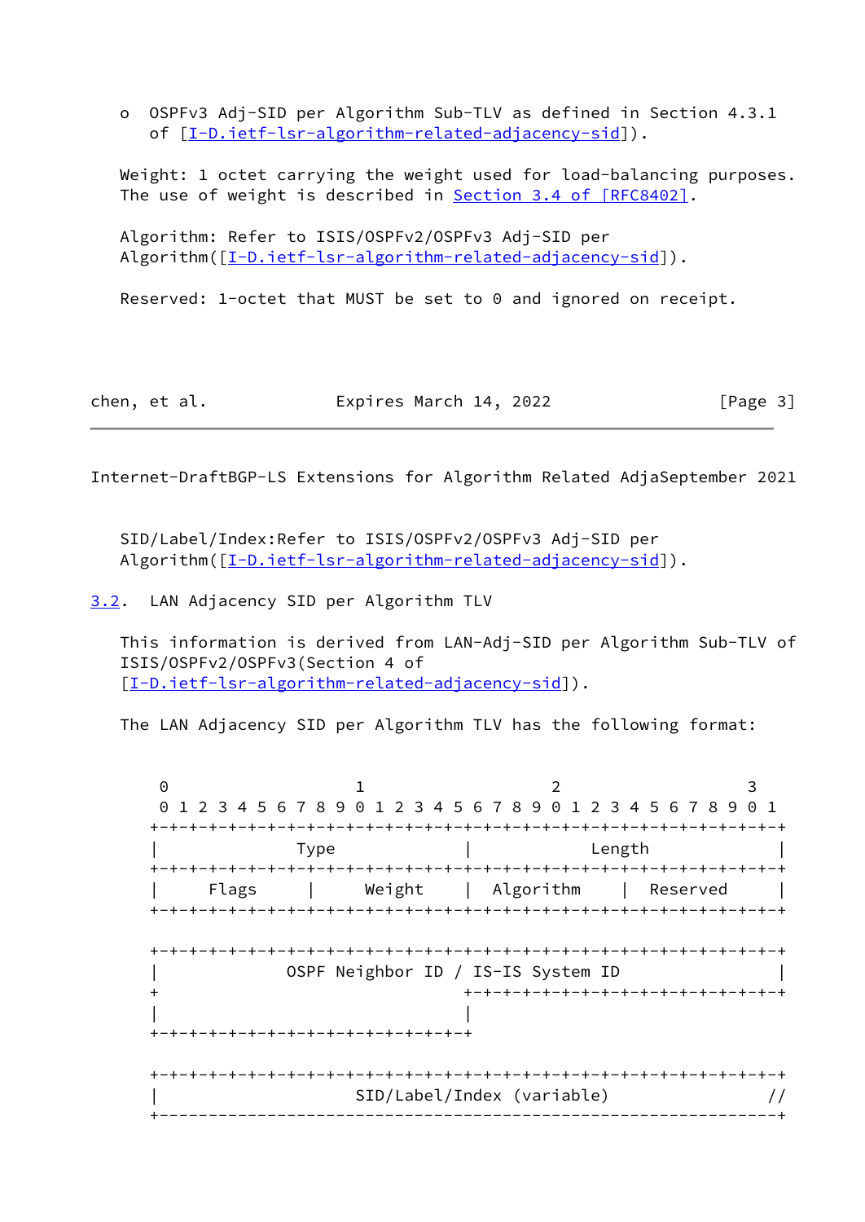o  OSPFv3 Adj-SID per Algorithm Sub-TLV as defined in Section 4.3.1 of [I-D.ietf-lsr-algorithm-related-adjacency-sid]).

Weight: 1 octet carrying the weight used for load-balancing purposes. The use of weight is described in Section 3.4 of [RFC8402].

Algorithm: Refer to ISIS/OSPFv2/OSPFv3 Adj-SID per Algorithm([I-D.ietf-lsr-algorithm-related-adjacency-sid]).

Reserved: 1-octet that MUST be set to 0 and ignored on receipt.

SID/Label/Index:Refer to ISIS/OSPFv2/OSPFv3 Adj-SID per Algorithm([I-D.ietf-lsr-algorithm-related-adjacency-sid]).

## 3.2. LAN Adjacency SID per Algorithm TLV

This information is derived from LAN-Adj-SID per Algorithm Sub-TLV of ISIS/OSPFv2/OSPFv3(Section 4 of [I-D.ietf-lsr-algorithm-related-adjacency-sid]).

The LAN Adjacency SID per Algorithm TLV has the following format:

```
 0                   1                   2                   3
 0 1 2 3 4 5 6 7 8 9 0 1 2 3 4 5 6 7 8 9 0 1 2 3 4 5 6 7 8 9 0 1
+-+-+-+-+-+-+-+-+-+-+-+-+-+-+-+-+-+-+-+-+-+-+-+-+-+-+-+-+-+-+-+-+
|              Type             |            Length             |
+-+-+-+-+-+-+-+-+-+-+-+-+-+-+-+-+-+-+-+-+-+-+-+-+-+-+-+-+-+-+-+-+
|     Flags     |    Weight     |  Algorithm    |   Reserved    |
+-+-+-+-+-+-+-+-+-+-+-+-+-+-+-+-+-+-+-+-+-+-+-+-+-+-+-+-+-+-+-+-+

+-+-+-+-+-+-+-+-+-+-+-+-+-+-+-+-+-+-+-+-+-+-+-+-+-+-+-+-+-+-+-+-+
|            OSPF Neighbor ID / IS-IS System ID                 |
+                               +-+-+-+-+-+-+-+-+-+-+-+-+-+-+-+-+
|                               |
+-+-+-+-+-+-+-+-+-+-+-+-+-+-+-+-+

+-+-+-+-+-+-+-+-+-+-+-+-+-+-+-+-+-+-+-+-+-+-+-+-+-+-+-+-+-+-+-+-+
|                    SID/Label/Index (variable)               //
+---------------------------------------------------------------+
```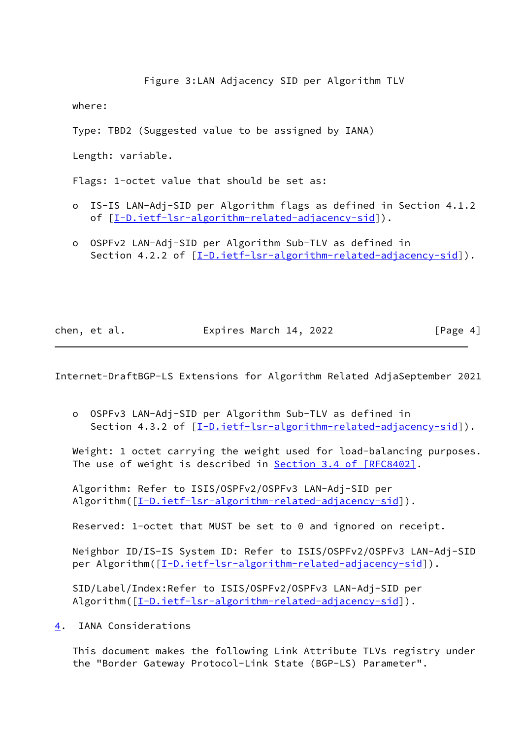Figure 3:LAN Adjacency SID per Algorithm TLV

where:

Type: TBD2 (Suggested value to be assigned by IANA)

Length: variable.

Flags: 1-octet value that should be set as:

- IS-IS LAN-Adj-SID per Algorithm flags as defined in Section 4.1.2 of [I-D.ietf-lsr-algorithm-related-adjacency-sid]).
- OSPFv2 LAN-Adj-SID per Algorithm Sub-TLV as defined in Section 4.2.2 of [I-D.ietf-lsr-algorithm-related-adjacency-sid]).
- OSPFv3 LAN-Adj-SID per Algorithm Sub-TLV as defined in Section 4.3.2 of [I-D.ietf-lsr-algorithm-related-adjacency-sid]).

Weight: 1 octet carrying the weight used for load-balancing purposes. The use of weight is described in Section 3.4 of [RFC8402].

Algorithm: Refer to ISIS/OSPFv2/OSPFv3 LAN-Adj-SID per Algorithm([I-D.ietf-lsr-algorithm-related-adjacency-sid]).

Reserved: 1-octet that MUST be set to 0 and ignored on receipt.

Neighbor ID/IS-IS System ID: Refer to ISIS/OSPFv2/OSPFv3 LAN-Adj-SID per Algorithm([I-D.ietf-lsr-algorithm-related-adjacency-sid]).

SID/Label/Index:Refer to ISIS/OSPFv2/OSPFv3 LAN-Adj-SID per Algorithm([I-D.ietf-lsr-algorithm-related-adjacency-sid]).

## 4. IANA Considerations

This document makes the following Link Attribute TLVs registry under the "Border Gateway Protocol-Link State (BGP-LS) Parameter".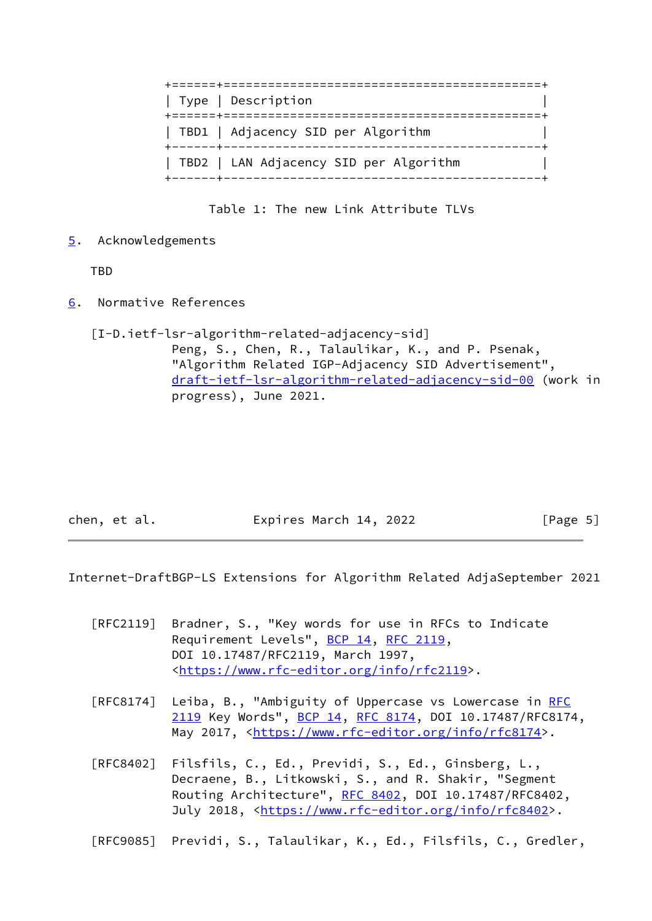| Type | Description |
|---|---|
| TBD1 | Adjacency SID per Algorithm |
| TBD2 | LAN Adjacency SID per Algorithm |

Table 1: The new Link Attribute TLVs

## 5. Acknowledgements

TBD

## 6. Normative References

[I-D.ietf-lsr-algorithm-related-adjacency-sid]
Peng, S., Chen, R., Talaulikar, K., and P. Psenak, "Algorithm Related IGP-Adjacency SID Advertisement", draft-ietf-lsr-algorithm-related-adjacency-sid-00 (work in progress), June 2021.

[RFC2119] Bradner, S., "Key words for use in RFCs to Indicate Requirement Levels", BCP 14, RFC 2119, DOI 10.17487/RFC2119, March 1997, <https://www.rfc-editor.org/info/rfc2119>.

[RFC8174] Leiba, B., "Ambiguity of Uppercase vs Lowercase in RFC 2119 Key Words", BCP 14, RFC 8174, DOI 10.17487/RFC8174, May 2017, <https://www.rfc-editor.org/info/rfc8174>.

[RFC8402] Filsfils, C., Ed., Previdi, S., Ed., Ginsberg, L., Decraene, B., Litkowski, S., and R. Shakir, "Segment Routing Architecture", RFC 8402, DOI 10.17487/RFC8402, July 2018, <https://www.rfc-editor.org/info/rfc8402>.

[RFC9085] Previdi, S., Talaulikar, K., Ed., Filsfils, C., Gredler,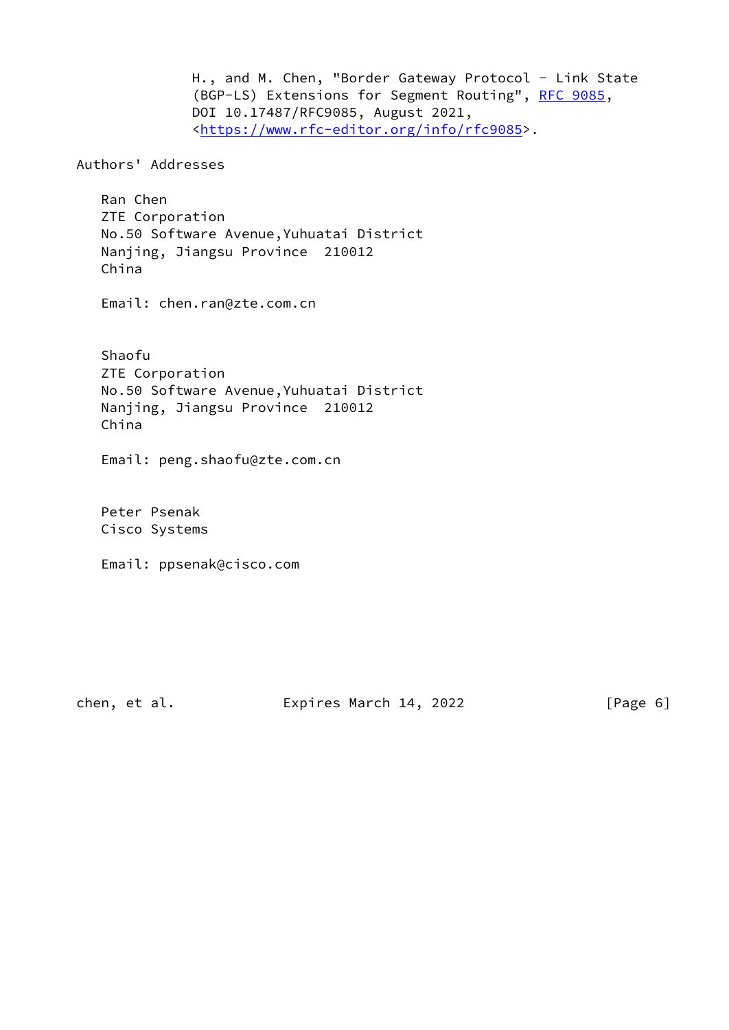H., and M. Chen, "Border Gateway Protocol - Link State (BGP-LS) Extensions for Segment Routing", RFC 9085, DOI 10.17487/RFC9085, August 2021, <https://www.rfc-editor.org/info/rfc9085>.

## Authors' Addresses

Ran Chen
ZTE Corporation
No.50 Software Avenue,Yuhuatai District
Nanjing, Jiangsu Province  210012
China

Email: chen.ran@zte.com.cn

Shaofu
ZTE Corporation
No.50 Software Avenue,Yuhuatai District
Nanjing, Jiangsu Province  210012
China

Email: peng.shaofu@zte.com.cn

Peter Psenak
Cisco Systems

Email: ppsenak@cisco.com